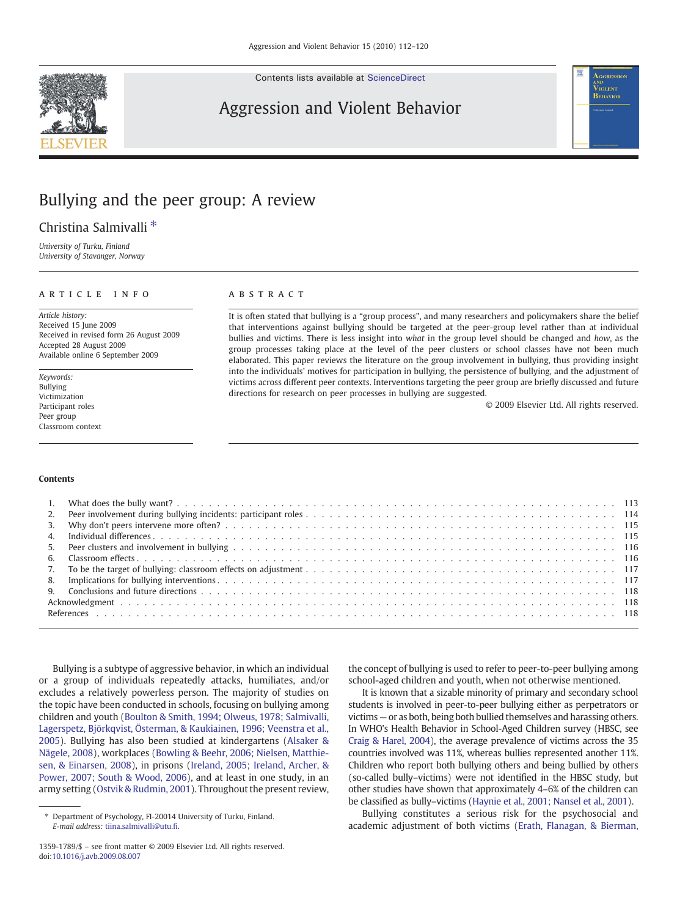Contents lists available at ScienceDirect

# Aggression and Violent Behavior

# Bullying and the peer group: A review

Christina Salmivalli *

*University of Turku, Finland*
*University of Stavanger, Norway*

**ARTICLE INFO**

*Article history:*
Received 15 June 2009
Received in revised form 26 August 2009
Accepted 28 August 2009
Available online 6 September 2009

*Keywords:*
Bullying
Victimization
Participant roles
Peer group
Classroom context

**ABSTRACT**

It is often stated that bullying is a "group process", and many researchers and policymakers share the belief that interventions against bullying should be targeted at the peer-group level rather than at individual bullies and victims. There is less insight into *what* in the group level should be changed and *how*, as the group processes taking place at the level of the peer clusters or school classes have not been much elaborated. This paper reviews the literature on the group involvement in bullying, thus providing insight into the individuals' motives for participation in bullying, the persistence of bullying, and the adjustment of victims across different peer contexts. Interventions targeting the peer group are briefly discussed and future directions for research on peer processes in bullying are suggested.

© 2009 Elsevier Ltd. All rights reserved.

**Contents**

| | | |
|---|---|---|
| 1. | What does the bully want? | 113 |
| 2. | Peer involvement during bullying incidents: participant roles | 114 |
| 3. | Why don't peers intervene more often? | 115 |
| 4. | Individual differences | 115 |
| 5. | Peer clusters and involvement in bullying | 116 |
| 6. | Classroom effects | 116 |
| 7. | To be the target of bullying: classroom effects on adjustment | 117 |
| 8. | Implications for bullying interventions | 117 |
| 9. | Conclusions and future directions | 118 |
| | Acknowledgment | 118 |
| | References | 118 |

Bullying is a subtype of aggressive behavior, in which an individual or a group of individuals repeatedly attacks, humiliates, and/or excludes a relatively powerless person. The majority of studies on the topic have been conducted in schools, focusing on bullying among children and youth (Boulton & Smith, 1994; Olweus, 1978; Salmivalli, Lagerspetz, Björkqvist, Österman, & Kaukiainen, 1996; Veenstra et al., 2005). Bullying has also been studied at kindergartens (Alsaker & Nägele, 2008), workplaces (Bowling & Beehr, 2006; Nielsen, Matthiesen, & Einarsen, 2008), in prisons (Ireland, 2005; Ireland, Archer, & Power, 2007; South & Wood, 2006), and at least in one study, in an army setting (Ostvik & Rudmin, 2001). Throughout the present review, the concept of bullying is used to refer to peer-to-peer bullying among school-aged children and youth, when not otherwise mentioned.

It is known that a sizable minority of primary and secondary school students is involved in peer-to-peer bullying either as perpetrators or victims — or as both, being both bullied themselves and harassing others. In WHO's Health Behavior in School-Aged Children survey (HBSC, see Craig & Harel, 2004), the average prevalence of victims across the 35 countries involved was 11%, whereas bullies represented another 11%. Children who report both bullying others and being bullied by others (so-called bully–victims) were not identified in the HBSC study, but other studies have shown that approximately 4–6% of the children can be classified as bully–victims (Haynie et al., 2001; Nansel et al., 2001).

Bullying constitutes a serious risk for the psychosocial and academic adjustment of both victims (Erath, Flanagan, & Bierman,

* Department of Psychology, FI-20014 University of Turku, Finland.
*E-mail address:* tiina.salmivalli@utu.fi.

1359-1789/$ – see front matter © 2009 Elsevier Ltd. All rights reserved.
doi:10.1016/j.avb.2009.08.007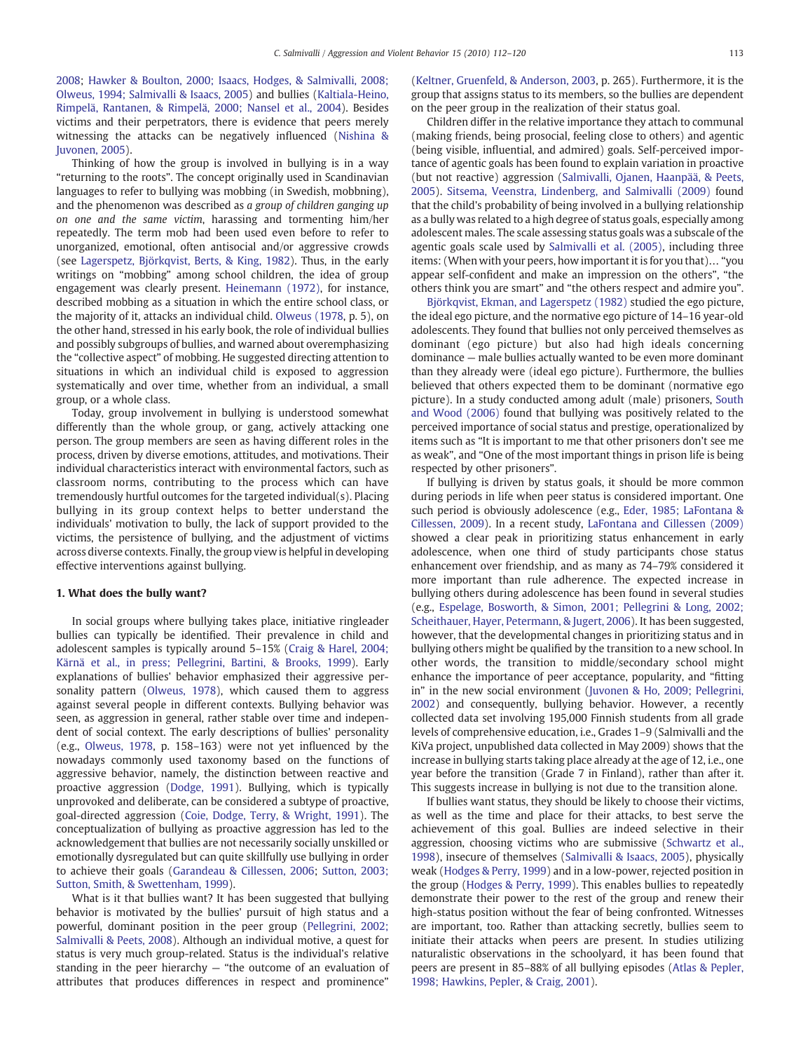2008; Hawker & Boulton, 2000; Isaacs, Hodges, & Salmivalli, 2008; Olweus, 1994; Salmivalli & Isaacs, 2005) and bullies (Kaltiala-Heino, Rimpelä, Rantanen, & Rimpelä, 2000; Nansel et al., 2004). Besides victims and their perpetrators, there is evidence that peers merely witnessing the attacks can be negatively influenced (Nishina & Juvonen, 2005).

Thinking of how the group is involved in bullying is in a way "returning to the roots". The concept originally used in Scandinavian languages to refer to bullying was mobbing (in Swedish, mobbning), and the phenomenon was described as *a group of children ganging up on one and the same victim*, harassing and tormenting him/her repeatedly. The term mob had been used even before to refer to unorganized, emotional, often antisocial and/or aggressive crowds (see Lagerspetz, Björkqvist, Berts, & King, 1982). Thus, in the early writings on "mobbing" among school children, the idea of group engagement was clearly present. Heinemann (1972), for instance, described mobbing as a situation in which the entire school class, or the majority of it, attacks an individual child. Olweus (1978, p. 5), on the other hand, stressed in his early book, the role of individual bullies and possibly subgroups of bullies, and warned about overemphasizing the "collective aspect" of mobbing. He suggested directing attention to situations in which an individual child is exposed to aggression systematically and over time, whether from an individual, a small group, or a whole class.

Today, group involvement in bullying is understood somewhat differently than the whole group, or gang, actively attacking one person. The group members are seen as having different roles in the process, driven by diverse emotions, attitudes, and motivations. Their individual characteristics interact with environmental factors, such as classroom norms, contributing to the process which can have tremendously hurtful outcomes for the targeted individual(s). Placing bullying in its group context helps to better understand the individuals' motivation to bully, the lack of support provided to the victims, the persistence of bullying, and the adjustment of victims across diverse contexts. Finally, the group view is helpful in developing effective interventions against bullying.

## 1. What does the bully want?

In social groups where bullying takes place, initiative ringleader bullies can typically be identified. Their prevalence in child and adolescent samples is typically around 5–15% (Craig & Harel, 2004; Kärnä et al., in press; Pellegrini, Bartini, & Brooks, 1999). Early explanations of bullies' behavior emphasized their aggressive personality pattern (Olweus, 1978), which caused them to aggress against several people in different contexts. Bullying behavior was seen, as aggression in general, rather stable over time and independent of social context. The early descriptions of bullies' personality (e.g., Olweus, 1978, p. 158–163) were not yet influenced by the nowadays commonly used taxonomy based on the functions of aggressive behavior, namely, the distinction between reactive and proactive aggression (Dodge, 1991). Bullying, which is typically unprovoked and deliberate, can be considered a subtype of proactive, goal-directed aggression (Coie, Dodge, Terry, & Wright, 1991). The conceptualization of bullying as proactive aggression has led to the acknowledgement that bullies are not necessarily socially unskilled or emotionally dysregulated but can quite skillfully use bullying in order to achieve their goals (Garandeau & Cillessen, 2006; Sutton, 2003; Sutton, Smith, & Swettenham, 1999).

What is it that bullies want? It has been suggested that bullying behavior is motivated by the bullies' pursuit of high status and a powerful, dominant position in the peer group (Pellegrini, 2002; Salmivalli & Peets, 2008). Although an individual motive, a quest for status is very much group-related. Status is the individual's relative standing in the peer hierarchy — "the outcome of an evaluation of attributes that produces differences in respect and prominence" (Keltner, Gruenfeld, & Anderson, 2003, p. 265). Furthermore, it is the group that assigns status to its members, so the bullies are dependent on the peer group in the realization of their status goal.

Children differ in the relative importance they attach to communal (making friends, being prosocial, feeling close to others) and agentic (being visible, influential, and admired) goals. Self-perceived importance of agentic goals has been found to explain variation in proactive (but not reactive) aggression (Salmivalli, Ojanen, Haanpää, & Peets, 2005). Sitsema, Veenstra, Lindenberg, and Salmivalli (2009) found that the child's probability of being involved in a bullying relationship as a bully was related to a high degree of status goals, especially among adolescent males. The scale assessing status goals was a subscale of the agentic goals scale used by Salmivalli et al. (2005), including three items: (When with your peers, how important it is for you that)… "you appear self-confident and make an impression on the others", "the others think you are smart" and "the others respect and admire you".

Björkqvist, Ekman, and Lagerspetz (1982) studied the ego picture, the ideal ego picture, and the normative ego picture of 14–16 year-old adolescents. They found that bullies not only perceived themselves as dominant (ego picture) but also had high ideals concerning dominance — male bullies actually wanted to be even more dominant than they already were (ideal ego picture). Furthermore, the bullies believed that others expected them to be dominant (normative ego picture). In a study conducted among adult (male) prisoners, South and Wood (2006) found that bullying was positively related to the perceived importance of social status and prestige, operationalized by items such as "It is important to me that other prisoners don't see me as weak", and "One of the most important things in prison life is being respected by other prisoners".

If bullying is driven by status goals, it should be more common during periods in life when peer status is considered important. One such period is obviously adolescence (e.g., Eder, 1985; LaFontana & Cillessen, 2009). In a recent study, LaFontana and Cillessen (2009) showed a clear peak in prioritizing status enhancement in early adolescence, when one third of study participants chose status enhancement over friendship, and as many as 74–79% considered it more important than rule adherence. The expected increase in bullying others during adolescence has been found in several studies (e.g., Espelage, Bosworth, & Simon, 2001; Pellegrini & Long, 2002; Scheithauer, Hayer, Petermann, & Jugert, 2006). It has been suggested, however, that the developmental changes in prioritizing status and in bullying others might be qualified by the transition to a new school. In other words, the transition to middle/secondary school might enhance the importance of peer acceptance, popularity, and "fitting in" in the new social environment (Juvonen & Ho, 2009; Pellegrini, 2002) and consequently, bullying behavior. However, a recently collected data set involving 195,000 Finnish students from all grade levels of comprehensive education, i.e., Grades 1–9 (Salmivalli and the KiVa project, unpublished data collected in May 2009) shows that the increase in bullying starts taking place already at the age of 12, i.e., one year before the transition (Grade 7 in Finland), rather than after it. This suggests increase in bullying is not due to the transition alone.

If bullies want status, they should be likely to choose their victims, as well as the time and place for their attacks, to best serve the achievement of this goal. Bullies are indeed selective in their aggression, choosing victims who are submissive (Schwartz et al., 1998), insecure of themselves (Salmivalli & Isaacs, 2005), physically weak (Hodges & Perry, 1999) and in a low-power, rejected position in the group (Hodges & Perry, 1999). This enables bullies to repeatedly demonstrate their power to the rest of the group and renew their high-status position without the fear of being confronted. Witnesses are important, too. Rather than attacking secretly, bullies seem to initiate their attacks when peers are present. In studies utilizing naturalistic observations in the schoolyard, it has been found that peers are present in 85–88% of all bullying episodes (Atlas & Pepler, 1998; Hawkins, Pepler, & Craig, 2001).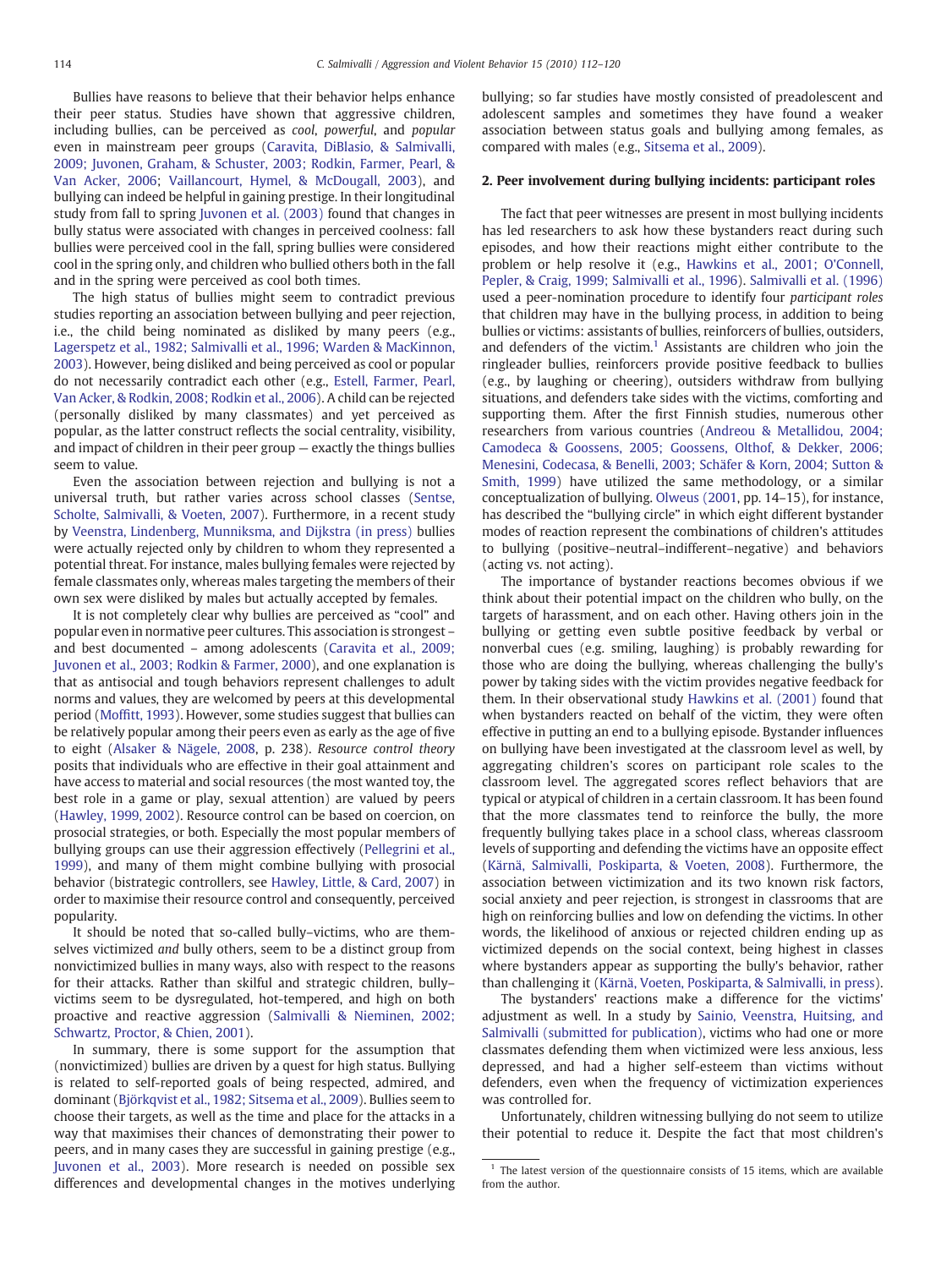Bullies have reasons to believe that their behavior helps enhance their peer status. Studies have shown that aggressive children, including bullies, can be perceived as *cool*, *powerful*, and *popular* even in mainstream peer groups (Caravita, DiBlasio, & Salmivalli, 2009; Juvonen, Graham, & Schuster, 2003; Rodkin, Farmer, Pearl, & Van Acker, 2006; Vaillancourt, Hymel, & McDougall, 2003), and bullying can indeed be helpful in gaining prestige. In their longitudinal study from fall to spring Juvonen et al. (2003) found that changes in bully status were associated with changes in perceived coolness: fall bullies were perceived cool in the fall, spring bullies were considered cool in the spring only, and children who bullied others both in the fall and in the spring were perceived as cool both times.

The high status of bullies might seem to contradict previous studies reporting an association between bullying and peer rejection, i.e., the child being nominated as disliked by many peers (e.g., Lagerspetz et al., 1982; Salmivalli et al., 1996; Warden & MacKinnon, 2003). However, being disliked and being perceived as cool or popular do not necessarily contradict each other (e.g., Estell, Farmer, Pearl, Van Acker, & Rodkin, 2008; Rodkin et al., 2006). A child can be rejected (personally disliked by many classmates) and yet perceived as popular, as the latter construct reflects the social centrality, visibility, and impact of children in their peer group — exactly the things bullies seem to value.

Even the association between rejection and bullying is not a universal truth, but rather varies across school classes (Sentse, Scholte, Salmivalli, & Voeten, 2007). Furthermore, in a recent study by Veenstra, Lindenberg, Munniksma, and Dijkstra (in press) bullies were actually rejected only by children to whom they represented a potential threat. For instance, males bullying females were rejected by female classmates only, whereas males targeting the members of their own sex were disliked by males but actually accepted by females.

It is not completely clear why bullies are perceived as "cool" and popular even in normative peer cultures. This association is strongest – and best documented – among adolescents (Caravita et al., 2009; Juvonen et al., 2003; Rodkin & Farmer, 2000), and one explanation is that as antisocial and tough behaviors represent challenges to adult norms and values, they are welcomed by peers at this developmental period (Moffitt, 1993). However, some studies suggest that bullies can be relatively popular among their peers even as early as the age of five to eight (Alsaker & Nägele, 2008, p. 238). *Resource control theory* posits that individuals who are effective in their goal attainment and have access to material and social resources (the most wanted toy, the best role in a game or play, sexual attention) are valued by peers (Hawley, 1999, 2002). Resource control can be based on coercion, on prosocial strategies, or both. Especially the most popular members of bullying groups can use their aggression effectively (Pellegrini et al., 1999), and many of them might combine bullying with prosocial behavior (bistrategic controllers, see Hawley, Little, & Card, 2007) in order to maximise their resource control and consequently, perceived popularity.

It should be noted that so-called bully–victims, who are themselves victimized *and* bully others, seem to be a distinct group from nonvictimized bullies in many ways, also with respect to the reasons for their attacks. Rather than skilful and strategic children, bully–victims seem to be dysregulated, hot-tempered, and high on both proactive and reactive aggression (Salmivalli & Nieminen, 2002; Schwartz, Proctor, & Chien, 2001).

In summary, there is some support for the assumption that (nonvictimized) bullies are driven by a quest for high status. Bullying is related to self-reported goals of being respected, admired, and dominant (Björkqvist et al., 1982; Sitsema et al., 2009). Bullies seem to choose their targets, as well as the time and place for the attacks in a way that maximises their chances of demonstrating their power to peers, and in many cases they are successful in gaining prestige (e.g., Juvonen et al., 2003). More research is needed on possible sex differences and developmental changes in the motives underlying bullying; so far studies have mostly consisted of preadolescent and adolescent samples and sometimes they have found a weaker association between status goals and bullying among females, as compared with males (e.g., Sitsema et al., 2009).

## 2. Peer involvement during bullying incidents: participant roles

The fact that peer witnesses are present in most bullying incidents has led researchers to ask how these bystanders react during such episodes, and how their reactions might either contribute to the problem or help resolve it (e.g., Hawkins et al., 2001; O'Connell, Pepler, & Craig, 1999; Salmivalli et al., 1996). Salmivalli et al. (1996) used a peer-nomination procedure to identify four *participant roles* that children may have in the bullying process, in addition to being bullies or victims: assistants of bullies, reinforcers of bullies, outsiders, and defenders of the victim.[1] Assistants are children who join the ringleader bullies, reinforcers provide positive feedback to bullies (e.g., by laughing or cheering), outsiders withdraw from bullying situations, and defenders take sides with the victims, comforting and supporting them. After the first Finnish studies, numerous other researchers from various countries (Andreou & Metallidou, 2004; Camodeca & Goossens, 2005; Goossens, Olthof, & Dekker, 2006; Menesini, Codecasa, & Benelli, 2003; Schäfer & Korn, 2004; Sutton & Smith, 1999) have utilized the same methodology, or a similar conceptualization of bullying. Olweus (2001, pp. 14–15), for instance, has described the "bullying circle" in which eight different bystander modes of reaction represent the combinations of children's attitudes to bullying (positive–neutral–indifferent–negative) and behaviors (acting vs. not acting).

The importance of bystander reactions becomes obvious if we think about their potential impact on the children who bully, on the targets of harassment, and on each other. Having others join in the bullying or getting even subtle positive feedback by verbal or nonverbal cues (e.g. smiling, laughing) is probably rewarding for those who are doing the bullying, whereas challenging the bully's power by taking sides with the victim provides negative feedback for them. In their observational study Hawkins et al. (2001) found that when bystanders reacted on behalf of the victim, they were often effective in putting an end to a bullying episode. Bystander influences on bullying have been investigated at the classroom level as well, by aggregating children's scores on participant role scales to the classroom level. The aggregated scores reflect behaviors that are typical or atypical of children in a certain classroom. It has been found that the more classmates tend to reinforce the bully, the more frequently bullying takes place in a school class, whereas classroom levels of supporting and defending the victims have an opposite effect (Kärnä, Salmivalli, Poskiparta, & Voeten, 2008). Furthermore, the association between victimization and its two known risk factors, social anxiety and peer rejection, is strongest in classrooms that are high on reinforcing bullies and low on defending the victims. In other words, the likelihood of anxious or rejected children ending up as victimized depends on the social context, being highest in classes where bystanders appear as supporting the bully's behavior, rather than challenging it (Kärnä, Voeten, Poskiparta, & Salmivalli, in press).

The bystanders' reactions make a difference for the victims' adjustment as well. In a study by Sainio, Veenstra, Huitsing, and Salmivalli (submitted for publication), victims who had one or more classmates defending them when victimized were less anxious, less depressed, and had a higher self-esteem than victims without defenders, even when the frequency of victimization experiences was controlled for.

Unfortunately, children witnessing bullying do not seem to utilize their potential to reduce it. Despite the fact that most children's

[1] The latest version of the questionnaire consists of 15 items, which are available from the author.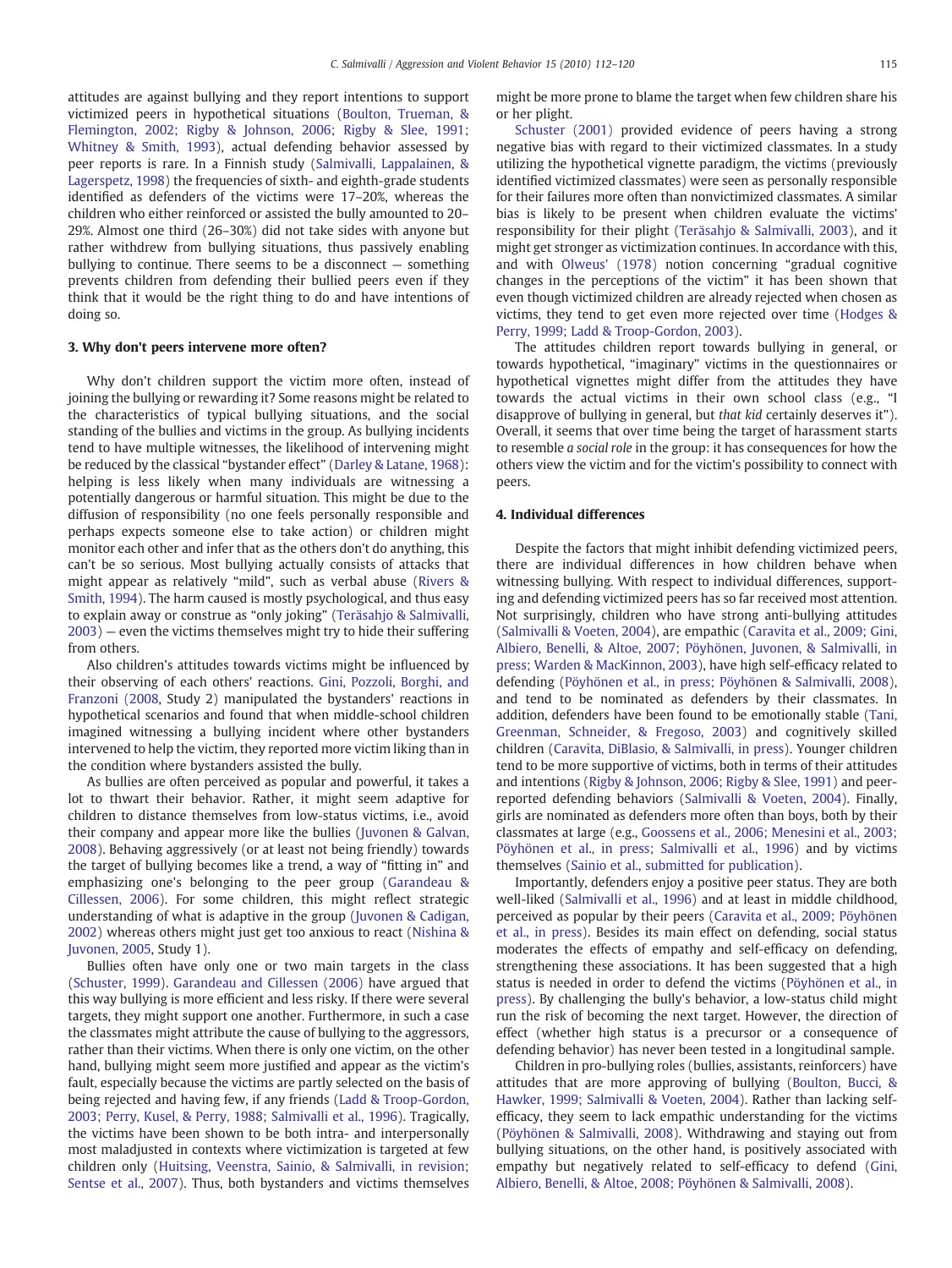attitudes are against bullying and they report intentions to support victimized peers in hypothetical situations (Boulton, Trueman, & Flemington, 2002; Rigby & Johnson, 2006; Rigby & Slee, 1991; Whitney & Smith, 1993), actual defending behavior assessed by peer reports is rare. In a Finnish study (Salmivalli, Lappalainen, & Lagerspetz, 1998) the frequencies of sixth- and eighth-grade students identified as defenders of the victims were 17–20%, whereas the children who either reinforced or assisted the bully amounted to 20–29%. Almost one third (26–30%) did not take sides with anyone but rather withdrew from bullying situations, thus passively enabling bullying to continue. There seems to be a disconnect — something prevents children from defending their bullied peers even if they think that it would be the right thing to do and have intentions of doing so.

### 3. Why don't peers intervene more often?

Why don't children support the victim more often, instead of joining the bullying or rewarding it? Some reasons might be related to the characteristics of typical bullying situations, and the social standing of the bullies and victims in the group. As bullying incidents tend to have multiple witnesses, the likelihood of intervening might be reduced by the classical "bystander effect" (Darley & Latane, 1968): helping is less likely when many individuals are witnessing a potentially dangerous or harmful situation. This might be due to the diffusion of responsibility (no one feels personally responsible and perhaps expects someone else to take action) or children might monitor each other and infer that as the others don't do anything, this can't be so serious. Most bullying actually consists of attacks that might appear as relatively "mild", such as verbal abuse (Rivers & Smith, 1994). The harm caused is mostly psychological, and thus easy to explain away or construe as "only joking" (Teräsahjo & Salmivalli, 2003) — even the victims themselves might try to hide their suffering from others.

Also children's attitudes towards victims might be influenced by their observing of each others' reactions. Gini, Pozzoli, Borghi, and Franzoni (2008, Study 2) manipulated the bystanders' reactions in hypothetical scenarios and found that when middle-school children imagined witnessing a bullying incident where other bystanders intervened to help the victim, they reported more victim liking than in the condition where bystanders assisted the bully.

As bullies are often perceived as popular and powerful, it takes a lot to thwart their behavior. Rather, it might seem adaptive for children to distance themselves from low-status victims, i.e., avoid their company and appear more like the bullies (Juvonen & Galvan, 2008). Behaving aggressively (or at least not being friendly) towards the target of bullying becomes like a trend, a way of "fitting in" and emphasizing one's belonging to the peer group (Garandeau & Cillessen, 2006). For some children, this might reflect strategic understanding of what is adaptive in the group (Juvonen & Cadigan, 2002) whereas others might just get too anxious to react (Nishina & Juvonen, 2005, Study 1).

Bullies often have only one or two main targets in the class (Schuster, 1999). Garandeau and Cillessen (2006) have argued that this way bullying is more efficient and less risky. If there were several targets, they might support one another. Furthermore, in such a case the classmates might attribute the cause of bullying to the aggressors, rather than their victims. When there is only one victim, on the other hand, bullying might seem more justified and appear as the victim's fault, especially because the victims are partly selected on the basis of being rejected and having few, if any friends (Ladd & Troop-Gordon, 2003; Perry, Kusel, & Perry, 1988; Salmivalli et al., 1996). Tragically, the victims have been shown to be both intra- and interpersonally most maladjusted in contexts where victimization is targeted at few children only (Huitsing, Veenstra, Sainio, & Salmivalli, in revision; Sentse et al., 2007). Thus, both bystanders and victims themselves might be more prone to blame the target when few children share his or her plight.

Schuster (2001) provided evidence of peers having a strong negative bias with regard to their victimized classmates. In a study utilizing the hypothetical vignette paradigm, the victims (previously identified victimized classmates) were seen as personally responsible for their failures more often than nonvictimized classmates. A similar bias is likely to be present when children evaluate the victims' responsibility for their plight (Teräsahjo & Salmivalli, 2003), and it might get stronger as victimization continues. In accordance with this, and with Olweus' (1978) notion concerning "gradual cognitive changes in the perceptions of the victim" it has been shown that even though victimized children are already rejected when chosen as victims, they tend to get even more rejected over time (Hodges & Perry, 1999; Ladd & Troop-Gordon, 2003).

The attitudes children report towards bullying in general, or towards hypothetical, "imaginary" victims in the questionnaires or hypothetical vignettes might differ from the attitudes they have towards the actual victims in their own school class (e.g., "I disapprove of bullying in general, but *that kid* certainly deserves it"). Overall, it seems that over time being the target of harassment starts to resemble *a social role* in the group: it has consequences for how the others view the victim and for the victim's possibility to connect with peers.

### 4. Individual differences

Despite the factors that might inhibit defending victimized peers, there are individual differences in how children behave when witnessing bullying. With respect to individual differences, supporting and defending victimized peers has so far received most attention. Not surprisingly, children who have strong anti-bullying attitudes (Salmivalli & Voeten, 2004), are empathic (Caravita et al., 2009; Gini, Albiero, Benelli, & Altoe, 2007; Pöyhönen, Juvonen, & Salmivalli, in press; Warden & MacKinnon, 2003), have high self-efficacy related to defending (Pöyhönen et al., in press; Pöyhönen & Salmivalli, 2008), and tend to be nominated as defenders by their classmates. In addition, defenders have been found to be emotionally stable (Tani, Greenman, Schneider, & Fregoso, 2003) and cognitively skilled children (Caravita, DiBlasio, & Salmivalli, in press). Younger children tend to be more supportive of victims, both in terms of their attitudes and intentions (Rigby & Johnson, 2006; Rigby & Slee, 1991) and peer-reported defending behaviors (Salmivalli & Voeten, 2004). Finally, girls are nominated as defenders more often than boys, both by their classmates at large (e.g., Goossens et al., 2006; Menesini et al., 2003; Pöyhönen et al., in press; Salmivalli et al., 1996) and by victims themselves (Sainio et al., submitted for publication).

Importantly, defenders enjoy a positive peer status. They are both well-liked (Salmivalli et al., 1996) and at least in middle childhood, perceived as popular by their peers (Caravita et al., 2009; Pöyhönen et al., in press). Besides its main effect on defending, social status moderates the effects of empathy and self-efficacy on defending, strengthening these associations. It has been suggested that a high status is needed in order to defend the victims (Pöyhönen et al., in press). By challenging the bully's behavior, a low-status child might run the risk of becoming the next target. However, the direction of effect (whether high status is a precursor or a consequence of defending behavior) has never been tested in a longitudinal sample.

Children in pro-bullying roles (bullies, assistants, reinforcers) have attitudes that are more approving of bullying (Boulton, Bucci, & Hawker, 1999; Salmivalli & Voeten, 2004). Rather than lacking self-efficacy, they seem to lack empathic understanding for the victims (Pöyhönen & Salmivalli, 2008). Withdrawing and staying out from bullying situations, on the other hand, is positively associated with empathy but negatively related to self-efficacy to defend (Gini, Albiero, Benelli, & Altoe, 2008; Pöyhönen & Salmivalli, 2008).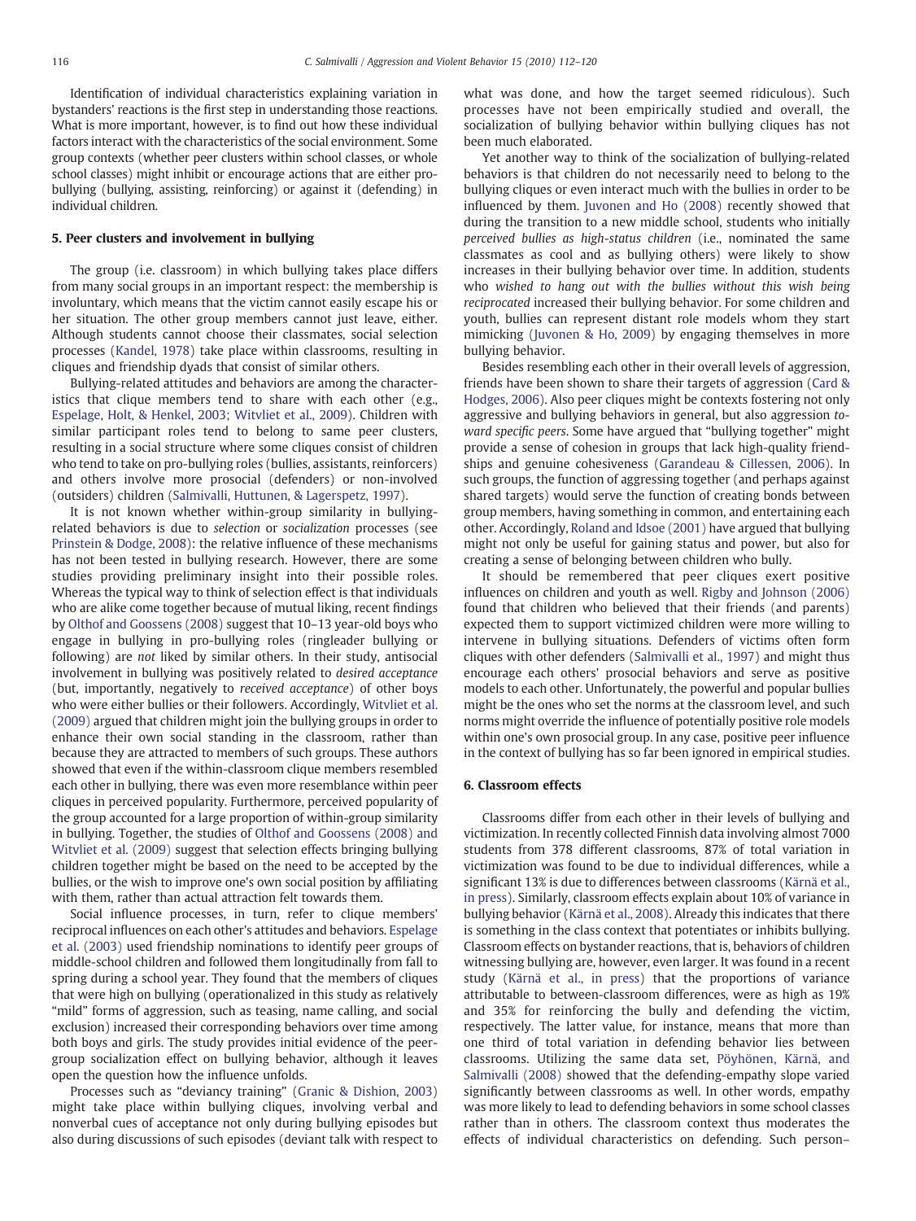Identification of individual characteristics explaining variation in bystanders' reactions is the first step in understanding those reactions. What is more important, however, is to find out how these individual factors interact with the characteristics of the social environment. Some group contexts (whether peer clusters within school classes, or whole school classes) might inhibit or encourage actions that are either pro-bullying (bullying, assisting, reinforcing) or against it (defending) in individual children.

## 5. Peer clusters and involvement in bullying

The group (i.e. classroom) in which bullying takes place differs from many social groups in an important respect: the membership is involuntary, which means that the victim cannot easily escape his or her situation. The other group members cannot just leave, either. Although students cannot choose their classmates, social selection processes (Kandel, 1978) take place within classrooms, resulting in cliques and friendship dyads that consist of similar others.

Bullying-related attitudes and behaviors are among the characteristics that clique members tend to share with each other (e.g., Espelage, Holt, & Henkel, 2003; Witvliet et al., 2009). Children with similar participant roles tend to belong to same peer clusters, resulting in a social structure where some cliques consist of children who tend to take on pro-bullying roles (bullies, assistants, reinforcers) and others involve more prosocial (defenders) or non-involved (outsiders) children (Salmivalli, Huttunen, & Lagerspetz, 1997).

It is not known whether within-group similarity in bullying-related behaviors is due to *selection* or *socialization* processes (see Prinstein & Dodge, 2008): the relative influence of these mechanisms has not been tested in bullying research. However, there are some studies providing preliminary insight into their possible roles. Whereas the typical way to think of selection effect is that individuals who are alike come together because of mutual liking, recent findings by Olthof and Goossens (2008) suggest that 10–13 year-old boys who engage in bullying in pro-bullying roles (ringleader bullying or following) are *not* liked by similar others. In their study, antisocial involvement in bullying was positively related to *desired acceptance* (but, importantly, negatively to *received acceptance*) of other boys who were either bullies or their followers. Accordingly, Witvliet et al. (2009) argued that children might join the bullying groups in order to enhance their own social standing in the classroom, rather than because they are attracted to members of such groups. These authors showed that even if the within-classroom clique members resembled each other in bullying, there was even more resemblance within peer cliques in perceived popularity. Furthermore, perceived popularity of the group accounted for a large proportion of within-group similarity in bullying. Together, the studies of Olthof and Goossens (2008) and Witvliet et al. (2009) suggest that selection effects bringing bullying children together might be based on the need to be accepted by the bullies, or the wish to improve one's own social position by affiliating with them, rather than actual attraction felt towards them.

Social influence processes, in turn, refer to clique members' reciprocal influences on each other's attitudes and behaviors. Espelage et al. (2003) used friendship nominations to identify peer groups of middle-school children and followed them longitudinally from fall to spring during a school year. They found that the members of cliques that were high on bullying (operationalized in this study as relatively "mild" forms of aggression, such as teasing, name calling, and social exclusion) increased their corresponding behaviors over time among both boys and girls. The study provides initial evidence of the peer-group socialization effect on bullying behavior, although it leaves open the question how the influence unfolds.

Processes such as "deviancy training" (Granic & Dishion, 2003) might take place within bullying cliques, involving verbal and nonverbal cues of acceptance not only during bullying episodes but also during discussions of such episodes (deviant talk with respect to what was done, and how the target seemed ridiculous). Such processes have not been empirically studied and overall, the socialization of bullying behavior within bullying cliques has not been much elaborated.

Yet another way to think of the socialization of bullying-related behaviors is that children do not necessarily need to belong to the bullying cliques or even interact much with the bullies in order to be influenced by them. Juvonen and Ho (2008) recently showed that during the transition to a new middle school, students who initially *perceived bullies as high-status children* (i.e., nominated the same classmates as cool and as bullying others) were likely to show increases in their bullying behavior over time. In addition, students who *wished to hang out with the bullies without this wish being reciprocated* increased their bullying behavior. For some children and youth, bullies can represent distant role models whom they start mimicking (Juvonen & Ho, 2009) by engaging themselves in more bullying behavior.

Besides resembling each other in their overall levels of aggression, friends have been shown to share their targets of aggression (Card & Hodges, 2006). Also peer cliques might be contexts fostering not only aggressive and bullying behaviors in general, but also aggression *toward specific peers*. Some have argued that "bullying together" might provide a sense of cohesion in groups that lack high-quality friendships and genuine cohesiveness (Garandeau & Cillessen, 2006). In such groups, the function of aggressing together (and perhaps against shared targets) would serve the function of creating bonds between group members, having something in common, and entertaining each other. Accordingly, Roland and Idsoe (2001) have argued that bullying might not only be useful for gaining status and power, but also for creating a sense of belonging between children who bully.

It should be remembered that peer cliques exert positive influences on children and youth as well. Rigby and Johnson (2006) found that children who believed that their friends (and parents) expected them to support victimized children were more willing to intervene in bullying situations. Defenders of victims often form cliques with other defenders (Salmivalli et al., 1997) and might thus encourage each others' prosocial behaviors and serve as positive models to each other. Unfortunately, the powerful and popular bullies might be the ones who set the norms at the classroom level, and such norms might override the influence of potentially positive role models within one's own prosocial group. In any case, positive peer influence in the context of bullying has so far been ignored in empirical studies.

## 6. Classroom effects

Classrooms differ from each other in their levels of bullying and victimization. In recently collected Finnish data involving almost 7000 students from 378 different classrooms, 87% of total variation in victimization was found to be due to individual differences, while a significant 13% is due to differences between classrooms (Kärnä et al., in press). Similarly, classroom effects explain about 10% of variance in bullying behavior (Kärnä et al., 2008). Already this indicates that there is something in the class context that potentiates or inhibits bullying. Classroom effects on bystander reactions, that is, behaviors of children witnessing bullying are, however, even larger. It was found in a recent study (Kärnä et al., in press) that the proportions of variance attributable to between-classroom differences, were as high as 19% and 35% for reinforcing the bully and defending the victim, respectively. The latter value, for instance, means that more than one third of total variation in defending behavior lies between classrooms. Utilizing the same data set, Pöyhönen, Kärnä, and Salmivalli (2008) showed that the defending-empathy slope varied significantly between classrooms as well. In other words, empathy was more likely to lead to defending behaviors in some school classes rather than in others. The classroom context thus moderates the effects of individual characteristics on defending. Such person–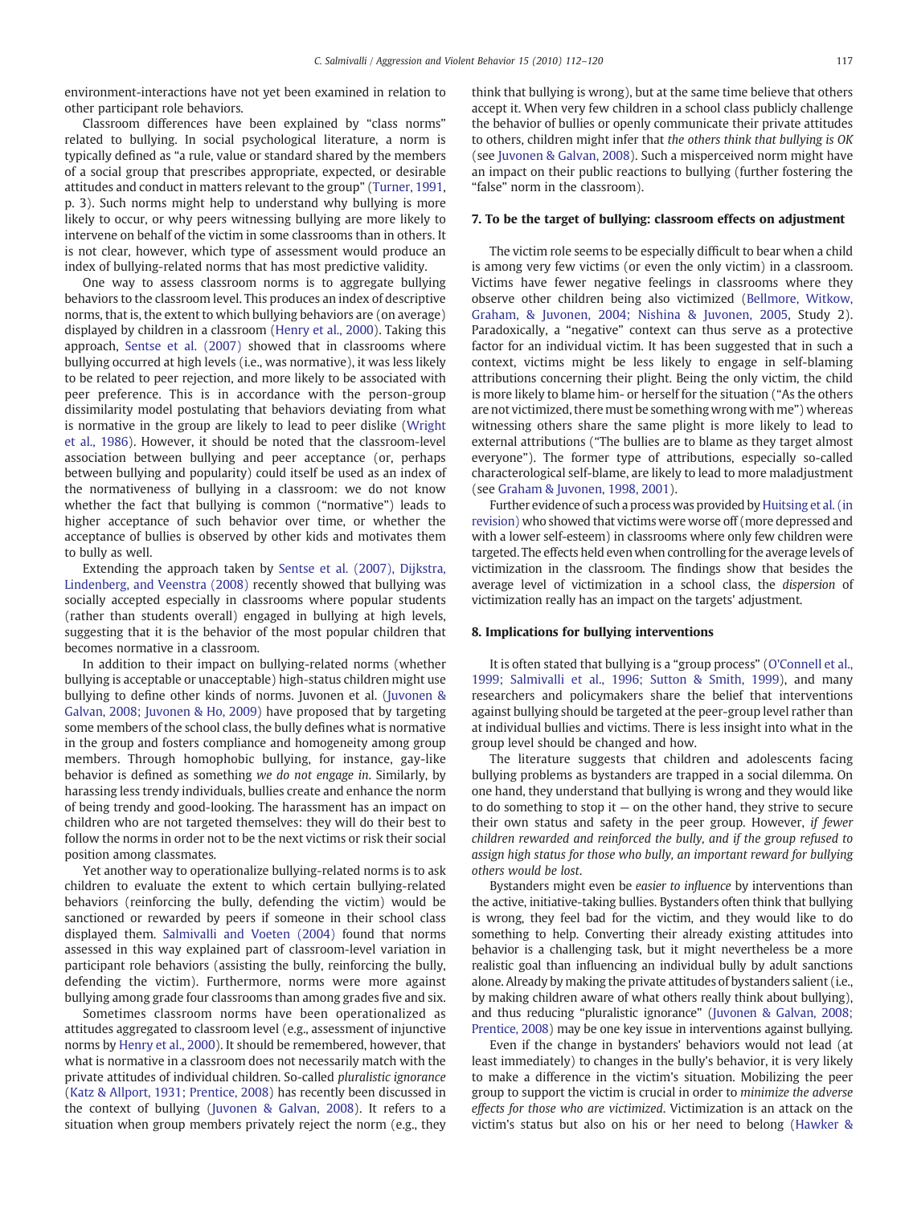environment-interactions have not yet been examined in relation to other participant role behaviors.

Classroom differences have been explained by "class norms" related to bullying. In social psychological literature, a norm is typically defined as "a rule, value or standard shared by the members of a social group that prescribes appropriate, expected, or desirable attitudes and conduct in matters relevant to the group" (Turner, 1991, p. 3). Such norms might help to understand why bullying is more likely to occur, or why peers witnessing bullying are more likely to intervene on behalf of the victim in some classrooms than in others. It is not clear, however, which type of assessment would produce an index of bullying-related norms that has most predictive validity.

One way to assess classroom norms is to aggregate bullying behaviors to the classroom level. This produces an index of descriptive norms, that is, the extent to which bullying behaviors are (on average) displayed by children in a classroom (Henry et al., 2000). Taking this approach, Sentse et al. (2007) showed that in classrooms where bullying occurred at high levels (i.e., was normative), it was less likely to be related to peer rejection, and more likely to be associated with peer preference. This is in accordance with the person-group dissimilarity model postulating that behaviors deviating from what is normative in the group are likely to lead to peer dislike (Wright et al., 1986). However, it should be noted that the classroom-level association between bullying and peer acceptance (or, perhaps between bullying and popularity) could itself be used as an index of the normativeness of bullying in a classroom: we do not know whether the fact that bullying is common ("normative") leads to higher acceptance of such behavior over time, or whether the acceptance of bullies is observed by other kids and motivates them to bully as well.

Extending the approach taken by Sentse et al. (2007), Dijkstra, Lindenberg, and Veenstra (2008) recently showed that bullying was socially accepted especially in classrooms where popular students (rather than students overall) engaged in bullying at high levels, suggesting that it is the behavior of the most popular children that becomes normative in a classroom.

In addition to their impact on bullying-related norms (whether bullying is acceptable or unacceptable) high-status children might use bullying to define other kinds of norms. Juvonen et al. (Juvonen & Galvan, 2008; Juvonen & Ho, 2009) have proposed that by targeting some members of the school class, the bully defines what is normative in the group and fosters compliance and homogeneity among group members. Through homophobic bullying, for instance, gay-like behavior is defined as something *we do not engage in*. Similarly, by harassing less trendy individuals, bullies create and enhance the norm of being trendy and good-looking. The harassment has an impact on children who are not targeted themselves: they will do their best to follow the norms in order not to be the next victims or risk their social position among classmates.

Yet another way to operationalize bullying-related norms is to ask children to evaluate the extent to which certain bullying-related behaviors (reinforcing the bully, defending the victim) would be sanctioned or rewarded by peers if someone in their school class displayed them. Salmivalli and Voeten (2004) found that norms assessed in this way explained part of classroom-level variation in participant role behaviors (assisting the bully, reinforcing the bully, defending the victim). Furthermore, norms were more against bullying among grade four classrooms than among grades five and six.

Sometimes classroom norms have been operationalized as attitudes aggregated to classroom level (e.g., assessment of injunctive norms by Henry et al., 2000). It should be remembered, however, that what is normative in a classroom does not necessarily match with the private attitudes of individual children. So-called *pluralistic ignorance* (Katz & Allport, 1931; Prentice, 2008) has recently been discussed in the context of bullying (Juvonen & Galvan, 2008). It refers to a situation when group members privately reject the norm (e.g., they think that bullying is wrong), but at the same time believe that others accept it. When very few children in a school class publicly challenge the behavior of bullies or openly communicate their private attitudes to others, children might infer that *the others think that bullying is OK* (see Juvonen & Galvan, 2008). Such a misperceived norm might have an impact on their public reactions to bullying (further fostering the "false" norm in the classroom).

## 7. To be the target of bullying: classroom effects on adjustment

The victim role seems to be especially difficult to bear when a child is among very few victims (or even the only victim) in a classroom. Victims have fewer negative feelings in classrooms where they observe other children being also victimized (Bellmore, Witkow, Graham, & Juvonen, 2004; Nishina & Juvonen, 2005, Study 2). Paradoxically, a "negative" context can thus serve as a protective factor for an individual victim. It has been suggested that in such a context, victims might be less likely to engage in self-blaming attributions concerning their plight. Being the only victim, the child is more likely to blame him- or herself for the situation ("As the others are not victimized, there must be something wrong with me") whereas witnessing others share the same plight is more likely to lead to external attributions ("The bullies are to blame as they target almost everyone"). The former type of attributions, especially so-called characterological self-blame, are likely to lead to more maladjustment (see Graham & Juvonen, 1998, 2001).

Further evidence of such a process was provided by Huitsing et al. (in revision) who showed that victims were worse off (more depressed and with a lower self-esteem) in classrooms where only few children were targeted. The effects held even when controlling for the average levels of victimization in the classroom. The findings show that besides the average level of victimization in a school class, the *dispersion* of victimization really has an impact on the targets' adjustment.

## 8. Implications for bullying interventions

It is often stated that bullying is a "group process" (O'Connell et al., 1999; Salmivalli et al., 1996; Sutton & Smith, 1999), and many researchers and policymakers share the belief that interventions against bullying should be targeted at the peer-group level rather than at individual bullies and victims. There is less insight into what in the group level should be changed and how.

The literature suggests that children and adolescents facing bullying problems as bystanders are trapped in a social dilemma. On one hand, they understand that bullying is wrong and they would like to do something to stop it — on the other hand, they strive to secure their own status and safety in the peer group. However, *if fewer children rewarded and reinforced the bully, and if the group refused to assign high status for those who bully, an important reward for bullying others would be lost.*

Bystanders might even be *easier to influence* by interventions than the active, initiative-taking bullies. Bystanders often think that bullying is wrong, they feel bad for the victim, and they would like to do something to help. Converting their already existing attitudes into behavior is a challenging task, but it might nevertheless be a more realistic goal than influencing an individual bully by adult sanctions alone. Already by making the private attitudes of bystanders salient (i.e., by making children aware of what others really think about bullying), and thus reducing "pluralistic ignorance" (Juvonen & Galvan, 2008; Prentice, 2008) may be one key issue in interventions against bullying.

Even if the change in bystanders' behaviors would not lead (at least immediately) to changes in the bully's behavior, it is very likely to make a difference in the victim's situation. Mobilizing the peer group to support the victim is crucial in order to *minimize the adverse effects for those who are victimized*. Victimization is an attack on the victim's status but also on his or her need to belong (Hawker &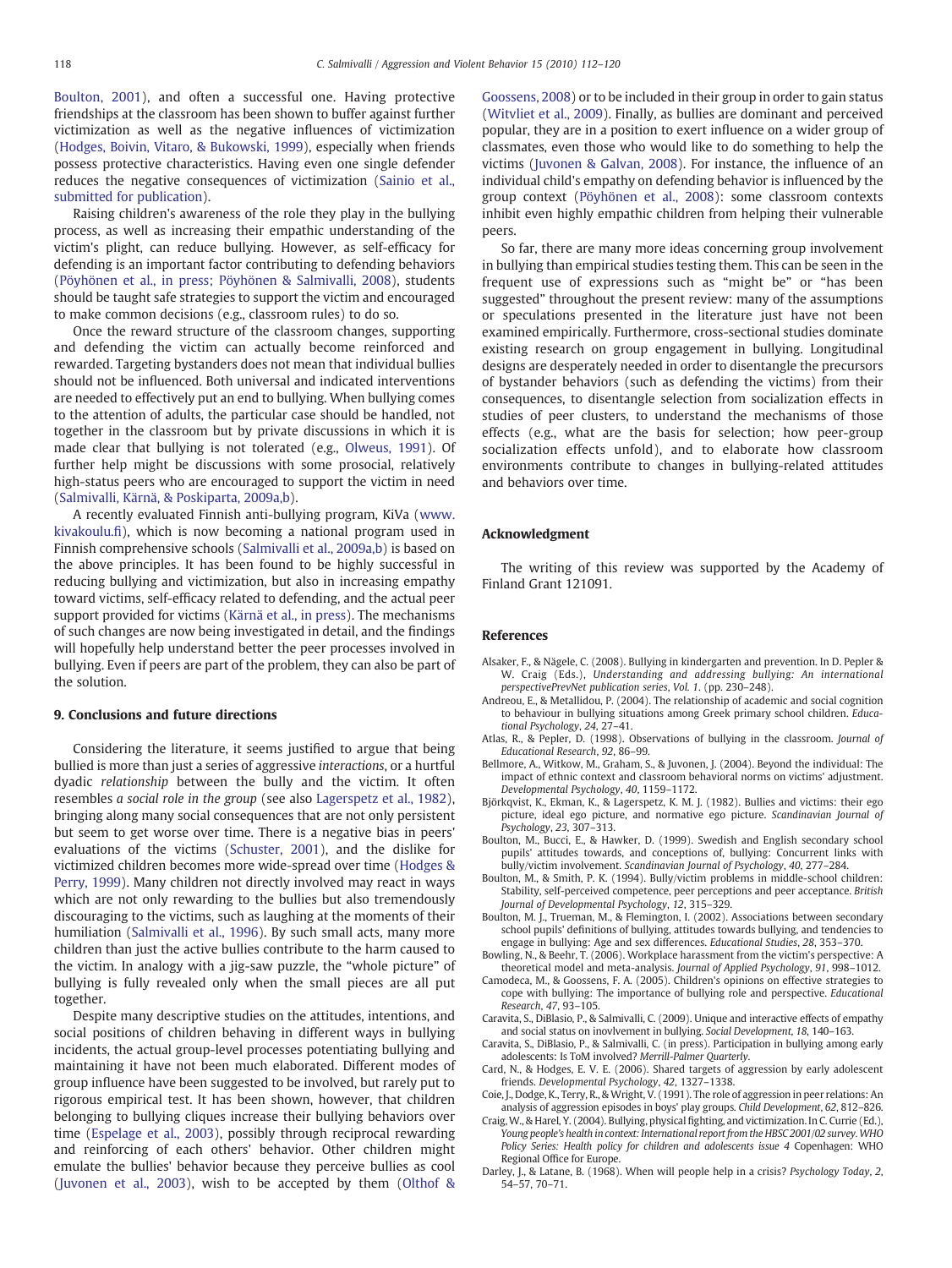Boulton, 2001), and often a successful one. Having protective friendships at the classroom has been shown to buffer against further victimization as well as the negative influences of victimization (Hodges, Boivin, Vitaro, & Bukowski, 1999), especially when friends possess protective characteristics. Having even one single defender reduces the negative consequences of victimization (Sainio et al., submitted for publication).

Raising children's awareness of the role they play in the bullying process, as well as increasing their empathic understanding of the victim's plight, can reduce bullying. However, as self-efficacy for defending is an important factor contributing to defending behaviors (Pöyhönen et al., in press; Pöyhönen & Salmivalli, 2008), students should be taught safe strategies to support the victim and encouraged to make common decisions (e.g., classroom rules) to do so.

Once the reward structure of the classroom changes, supporting and defending the victim can actually become reinforced and rewarded. Targeting bystanders does not mean that individual bullies should not be influenced. Both universal and indicated interventions are needed to effectively put an end to bullying. When bullying comes to the attention of adults, the particular case should be handled, not together in the classroom but by private discussions in which it is made clear that bullying is not tolerated (e.g., Olweus, 1991). Of further help might be discussions with some prosocial, relatively high-status peers who are encouraged to support the victim in need (Salmivalli, Kärnä, & Poskiparta, 2009a,b).

A recently evaluated Finnish anti-bullying program, KiVa (www.kivakoulu.fi), which is now becoming a national program used in Finnish comprehensive schools (Salmivalli et al., 2009a,b) is based on the above principles. It has been found to be highly successful in reducing bullying and victimization, but also in increasing empathy toward victims, self-efficacy related to defending, and the actual peer support provided for victims (Kärnä et al., in press). The mechanisms of such changes are now being investigated in detail, and the findings will hopefully help understand better the peer processes involved in bullying. Even if peers are part of the problem, they can also be part of the solution.

## 9. Conclusions and future directions

Considering the literature, it seems justified to argue that being bullied is more than just a series of aggressive *interactions*, or a hurtful dyadic *relationship* between the bully and the victim. It often resembles *a social role in the group* (see also Lagerspetz et al., 1982), bringing along many social consequences that are not only persistent but seem to get worse over time. There is a negative bias in peers' evaluations of the victims (Schuster, 2001), and the dislike for victimized children becomes more wide-spread over time (Hodges & Perry, 1999). Many children not directly involved may react in ways which are not only rewarding to the bullies but also tremendously discouraging to the victims, such as laughing at the moments of their humiliation (Salmivalli et al., 1996). By such small acts, many more children than just the active bullies contribute to the harm caused to the victim. In analogy with a jig-saw puzzle, the "whole picture" of bullying is fully revealed only when the small pieces are all put together.

Despite many descriptive studies on the attitudes, intentions, and social positions of children behaving in different ways in bullying incidents, the actual group-level processes potentiating bullying and maintaining it have not been much elaborated. Different modes of group influence have been suggested to be involved, but rarely put to rigorous empirical test. It has been shown, however, that children belonging to bullying cliques increase their bullying behaviors over time (Espelage et al., 2003), possibly through reciprocal rewarding and reinforcing of each others' behavior. Other children might emulate the bullies' behavior because they perceive bullies as cool (Juvonen et al., 2003), wish to be accepted by them (Olthof & Goossens, 2008) or to be included in their group in order to gain status (Witvliet et al., 2009). Finally, as bullies are dominant and perceived popular, they are in a position to exert influence on a wider group of classmates, even those who would like to do something to help the victims (Juvonen & Galvan, 2008). For instance, the influence of an individual child's empathy on defending behavior is influenced by the group context (Pöyhönen et al., 2008): some classroom contexts inhibit even highly empathic children from helping their vulnerable peers.

So far, there are many more ideas concerning group involvement in bullying than empirical studies testing them. This can be seen in the frequent use of expressions such as "might be" or "has been suggested" throughout the present review: many of the assumptions or speculations presented in the literature just have not been examined empirically. Furthermore, cross-sectional studies dominate existing research on group engagement in bullying. Longitudinal designs are desperately needed in order to disentangle the precursors of bystander behaviors (such as defending the victims) from their consequences, to disentangle selection from socialization effects in studies of peer clusters, to understand the mechanisms of those effects (e.g., what are the basis for selection; how peer-group socialization effects unfold), and to elaborate how classroom environments contribute to changes in bullying-related attitudes and behaviors over time.

## Acknowledgment

The writing of this review was supported by the Academy of Finland Grant 121091.

## References

Alsaker, F., & Nägele, C. (2008). Bullying in kindergarten and prevention. In D. Pepler & W. Craig (Eds.), *Understanding and addressing bullying: An international perspectivePrevNet publication series, Vol. 1*. (pp. 230–248).

Andreou, E., & Metallidou, P. (2004). The relationship of academic and social cognition to behaviour in bullying situations among Greek primary school children. *Educational Psychology*, *24*, 27–41.

Atlas, R., & Pepler, D. (1998). Observations of bullying in the classroom. *Journal of Educational Research*, *92*, 86–99.

Bellmore, A., Witkow, M., Graham, S., & Juvonen, J. (2004). Beyond the individual: The impact of ethnic context and classroom behavioral norms on victims' adjustment. *Developmental Psychology*, *40*, 1159–1172.

Björkqvist, K., Ekman, K., & Lagerspetz, K. M. J. (1982). Bullies and victims: their ego picture, ideal ego picture, and normative ego picture. *Scandinavian Journal of Psychology*, *23*, 307–313.

Boulton, M., Bucci, E., & Hawker, D. (1999). Swedish and English secondary school pupils' attitudes towards, and conceptions of, bullying: Concurrent links with bully/victim involvement. *Scandinavian Journal of Psychology*, *40*, 277–284.

Boulton, M., & Smith, P. K. (1994). Bully/victim problems in middle-school children: Stability, self-perceived competence, peer perceptions and peer acceptance. *British Journal of Developmental Psychology*, *12*, 315–329.

Boulton, M. J., Trueman, M., & Flemington, I. (2002). Associations between secondary school pupils' definitions of bullying, attitudes towards bullying, and tendencies to engage in bullying: Age and sex differences. *Educational Studies*, *28*, 353–370.

Bowling, N., & Beehr, T. (2006). Workplace harassment from the victim's perspective: A theoretical model and meta-analysis. *Journal of Applied Psychology*, *91*, 998–1012.

Camodeca, M., & Goossens, F. A. (2005). Children's opinions on effective strategies to cope with bullying: The importance of bullying role and perspective. *Educational Research*, *47*, 93–105.

Caravita, S., DiBlasio, P., & Salmivalli, C. (2009). Unique and interactive effects of empathy and social status on inovlvement in bullying. *Social Development*, *18*, 140–163.

Caravita, S., DiBlasio, P., & Salmivalli, C. (in press). Participation in bullying among early adolescents: Is ToM involved? *Merrill-Palmer Quarterly*.

Card, N., & Hodges, E. V. E. (2006). Shared targets of aggression by early adolescent friends. *Developmental Psychology*, *42*, 1327–1338.

Coie, J., Dodge, K., Terry, R., & Wright, V. (1991). The role of aggression in peer relations: An analysis of aggression episodes in boys' play groups. *Child Development*, *62*, 812–826.

Craig, W., & Harel, Y. (2004). Bullying, physical fighting, and victimization. In C. Currie (Ed.), *Young people's health in context: International report from the HBSC 2001/02 survey. WHO Policy Series: Health policy for children and adolescents issue 4* Copenhagen: WHO Regional Office for Europe.

Darley, J., & Latane, B. (1968). When will people help in a crisis? *Psychology Today*, *2*, 54–57, 70–71.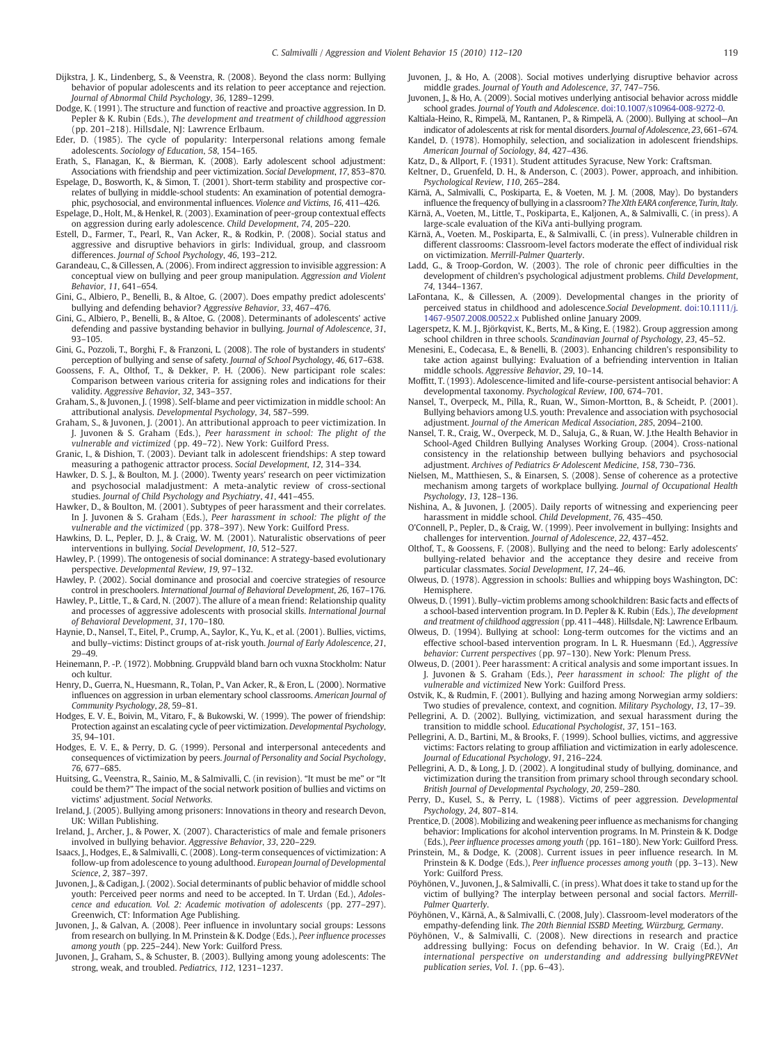Dijkstra, J. K., Lindenberg, S., & Veenstra, R. (2008). Beyond the class norm: Bullying behavior of popular adolescents and its relation to peer acceptance and rejection. *Journal of Abnormal Child Psychology*, *36*, 1289–1299.

Dodge, K. (1991). The structure and function of reactive and proactive aggression. In D. Pepler & K. Rubin (Eds.), *The development and treatment of childhood aggression* (pp. 201–218). Hillsdale, NJ: Lawrence Erlbaum.

Eder, D. (1985). The cycle of popularity: Interpersonal relations among female adolescents. *Sociology of Education*, *58*, 154–165.

Erath, S., Flanagan, K., & Bierman, K. (2008). Early adolescent school adjustment: Associations with friendship and peer victimization. *Social Development*, *17*, 853–870.

Espelage, D., Bosworth, K., & Simon, T. (2001). Short-term stability and prospective correlates of bullying in middle-school students: An examination of potential demographic, psychosocial, and environmental influences. *Violence and Victims*, *16*, 411–426.

Espelage, D., Holt, M., & Henkel, R. (2003). Examination of peer-group contextual effects on aggression during early adolescence. *Child Development*, *74*, 205–220.

Estell, D., Farmer, T., Pearl, R., Van Acker, R., & Rodkin, P. (2008). Social status and aggressive and disruptive behaviors in girls: Individual, group, and classroom differences. *Journal of School Psychology*, *46*, 193–212.

Garandeau, C., & Cillessen, A. (2006). From indirect aggression to invisible aggression: A conceptual view on bullying and peer group manipulation. *Aggression and Violent Behavior*, *11*, 641–654.

Gini, G., Albiero, P., Benelli, B., & Altoe, G. (2007). Does empathy predict adolescents' bullying and defending behavior? *Aggressive Behavior*, *33*, 467–476.

Gini, G., Albiero, P., Benelli, B., & Altoe, G. (2008). Determinants of adolescents' active defending and passive bystanding behavior in bullying. *Journal of Adolescence*, *31*, 93–105.

Gini, G., Pozzoli, T., Borghi, F., & Franzoni, L. (2008). The role of bystanders in students' perception of bullying and sense of safety. *Journal of School Psychology*, *46*, 617–638.

Goossens, F. A., Olthof, T., & Dekker, P. H. (2006). New participant role scales: Comparison between various criteria for assigning roles and indications for their validity. *Aggressive Behavior*, *32*, 343–357.

Graham, S., & Juvonen, J. (1998). Self-blame and peer victimization in middle school: An attributional analysis. *Developmental Psychology*, *34*, 587–599.

Graham, S., & Juvonen, J. (2001). An attributional approach to peer victimization. In J. Juvonen & S. Graham (Eds.), *Peer harassment in school: The plight of the vulnerable and victimized* (pp. 49–72). New York: Guilford Press.

Granic, I., & Dishion, T. (2003). Deviant talk in adolescent friendships: A step toward measuring a pathogenic attractor process. *Social Development*, *12*, 314–334.

Hawker, D. S. J., & Boulton, M. J. (2000). Twenty years' research on peer victimization and psychosocial maladjustment: A meta-analytic review of cross-sectional studies. *Journal of Child Psychology and Psychiatry*, *41*, 441–455.

Hawker, D., & Boulton, M. (2001). Subtypes of peer harassment and their correlates. In J. Juvonen & S. Graham (Eds.), *Peer harassment in school: The plight of the vulnerable and the victimized* (pp. 378–397). New York: Guilford Press.

Hawkins, D. L., Pepler, D. J., & Craig, W. M. (2001). Naturalistic observations of peer interventions in bullying. *Social Development*, *10*, 512–527.

Hawley, P. (1999). The ontogenesis of social dominance: A strategy-based evolutionary perspective. *Developmental Review*, *19*, 97–132.

Hawley, P. (2002). Social dominance and prosocial and coercive strategies of resource control in preschoolers. *International Journal of Behavioral Development*, *26*, 167–176.

Hawley, P., Little, T., & Card, N. (2007). The allure of a mean friend: Relationship quality and processes of aggressive adolescents with prosocial skills. *International Journal of Behavioral Development*, *31*, 170–180.

Haynie, D., Nansel, T., Eitel, P., Crump, A., Saylor, K., Yu, K., et al. (2001). Bullies, victims, and bully–victims: Distinct groups of at-risk youth. *Journal of Early Adolescence*, *21*, 29–49.

Heinemann, P. -P. (1972). Mobbning. Gruppvåld bland barn och vuxna Stockholm: Natur och kultur.

Henry, D., Guerra, N., Huesmann, R., Tolan, P., Van Acker, R., & Eron, L. (2000). Normative influences on aggression in urban elementary school classrooms. *American Journal of Community Psychology*, *28*, 59–81.

Hodges, E. V. E., Boivin, M., Vitaro, F., & Bukowski, W. (1999). The power of friendship: Protection against an escalating cycle of peer victimization. *Developmental Psychology*, *35*, 94–101.

Hodges, E. V. E., & Perry, D. G. (1999). Personal and interpersonal antecedents and consequences of victimization by peers. *Journal of Personality and Social Psychology*, *76*, 677–685.

Huitsing, G., Veenstra, R., Sainio, M., & Salmivalli, C. (in revision). "It must be me" or "It could be them?" The impact of the social network position of bullies and victims on victims' adjustment. *Social Networks*.

Ireland, J. (2005). Bullying among prisoners: Innovations in theory and research Devon, UK: Willan Publishing.

Ireland, J., Archer, J., & Power, X. (2007). Characteristics of male and female prisoners involved in bullying behavior. *Aggressive Behavior*, *33*, 220–229.

Isaacs, J., Hodges, E., & Salmivalli, C. (2008). Long-term consequences of victimization: A follow-up from adolescence to young adulthood. *European Journal of Developmental Science*, *2*, 387–397.

Juvonen, J., & Cadigan, J. (2002). Social determinants of public behavior of middle school youth: Perceived peer norms and need to be accepted. In T. Urdan (Ed.), *Adolescence and education. Vol. 2: Academic motivation of adolescents* (pp. 277–297). Greenwich, CT: Information Age Publishing.

Juvonen, J., & Galvan, A. (2008). Peer influence in involuntary social groups: Lessons from research on bullying. In M. Prinstein & K. Dodge (Eds.), *Peer influence processes among youth* (pp. 225–244). New York: Guilford Press.

Juvonen, J., Graham, S., & Schuster, B. (2003). Bullying among young adolescents: The strong, weak, and troubled. *Pediatrics*, *112*, 1231–1237.

Juvonen, J., & Ho, A. (2008). Social motives underlying disruptive behavior across middle grades. *Journal of Youth and Adolescence*, *37*, 747–756.

Juvonen, J., & Ho, A. (2009). Social motives underlying antisocial behavior across middle school grades. *Journal of Youth and Adolescence*. doi:10.1007/s10964-008-9272-0.

Kaltiala-Heino, R., Rimpelä, M., Rantanen, P., & Rimpelä, A. (2000). Bullying at school—An indicator of adolescents at risk for mental disorders. *Journal of Adolescence*, *23*, 661–674.

Kandel, D. (1978). Homophily, selection, and socialization in adolescent friendships. *American Journal of Sociology*, *84*, 427–436.

Katz, D., & Allport, F. (1931). Student attitudes Syracuse, New York: Craftsman.

Keltner, D., Gruenfeld, D. H., & Anderson, C. (2003). Power, approach, and inhibition. *Psychological Review*, *110*, 265–284.

Kärnä, A., Salmivalli, C., Poskiparta, E., & Voeten, M. J. M. (2008, May). Do bystanders influence the frequency of bullying in a classroom? *The XIth EARA conference, Turin, Italy*.

Kärnä, A., Voeten, M., Little, T., Poskiparta, E., Kaljonen, A., & Salmivalli, C. (in press). A large-scale evaluation of the KiVa anti-bullying program.

Kärnä, A., Voeten. M., Poskiparta, E., & Salmivalli, C. (in press). Vulnerable children in different classrooms: Classroom-level factors moderate the effect of individual risk on victimization. *Merrill-Palmer Quarterly*.

Ladd, G., & Troop-Gordon, W. (2003). The role of chronic peer difficulties in the development of children's psychological adjustment problems. *Child Development*, *74*, 1344–1367.

LaFontana, K., & Cillessen, A. (2009). Developmental changes in the priority of perceived status in childhood and adolescence.*Social Development*. doi:10.1111/j.1467-9507.2008.00522.x Published online January 2009.

Lagerspetz, K. M. J., Björkqvist, K., Berts, M., & King, E. (1982). Group aggression among school children in three schools. *Scandinavian Journal of Psychology*, *23*, 45–52.

Menesini, E., Codecasa, E., & Benelli, B. (2003). Enhancing children's responsibility to take action against bullying: Evaluation of a befriending intervention in Italian middle schools. *Aggressive Behavior*, *29*, 10–14.

Moffitt, T. (1993). Adolescence-limited and life-course-persistent antisocial behavior: A developmental taxonomy. *Psychological Review*, *100*, 674–701.

Nansel, T., Overpeck, M., Pilla, R., Ruan, W., Simon-Mortton, B., & Scheidt, P. (2001). Bullying behaviors among U.S. youth: Prevalence and association with psychosocial adjustment. *Journal of the American Medical Association*, *285*, 2094–2100.

Nansel, T. R., Craig, W., Overpeck, M. D., Saluja, G., & Ruan, W. J.the Health Behavior in School-Aged Children Bullying Analyses Working Group. (2004). Cross-national consistency in the relationship between bullying behaviors and psychosocial adjustment. *Archives of Pediatrics & Adolescent Medicine*, *158*, 730–736.

Nielsen, M., Matthiesen, S., & Einarsen, S. (2008). Sense of coherence as a protective mechanism among targets of workplace bullying. *Journal of Occupational Health Psychology*, *13*, 128–136.

Nishina, A., & Juvonen, J. (2005). Daily reports of witnessing and experiencing peer harassment in middle school. *Child Development*, *76*, 435–450.

O'Connell, P., Pepler, D., & Craig, W. (1999). Peer involvement in bullying: Insights and challenges for intervention. *Journal of Adolescence*, *22*, 437–452.

Olthof, T., & Goossens, F. (2008). Bullying and the need to belong: Early adolescents' bullying-related behavior and the acceptance they desire and receive from particular classmates. *Social Development*, *17*, 24–46.

Olweus, D. (1978). Aggression in schools: Bullies and whipping boys Washington, DC: Hemisphere.

Olweus, D. (1991). Bully–victim problems among schoolchildren: Basic facts and effects of a school-based intervention program. In D. Pepler & K. Rubin (Eds.), *The development and treatment of childhood aggression* (pp. 411–448). Hillsdale, NJ: Lawrence Erlbaum.

Olweus, D. (1994). Bullying at school: Long-term outcomes for the victims and an effective school-based intervention program. In L. R. Huesmann (Ed.), *Aggressive behavior: Current perspectives* (pp. 97–130). New York: Plenum Press.

Olweus, D. (2001). Peer harassment: A critical analysis and some important issues. In J. Juvonen & S. Graham (Eds.), *Peer harassment in school: The plight of the vulnerable and victimized* New York: Guilford Press.

Ostvik, K., & Rudmin, F. (2001). Bullying and hazing among Norwegian army soldiers: Two studies of prevalence, context, and cognition. *Military Psychology*, *13*, 17–39.

Pellegrini, A. D. (2002). Bullying, victimization, and sexual harassment during the transition to middle school. *Educational Psychologist*, *37*, 151–163.

Pellegrini, A. D., Bartini, M., & Brooks, F. (1999). School bullies, victims, and aggressive victims: Factors relating to group affiliation and victimization in early adolescence. *Journal of Educational Psychology*, *91*, 216–224.

Pellegrini, A. D., & Long, J. D. (2002). A longitudinal study of bullying, dominance, and victimization during the transition from primary school through secondary school. *British Journal of Developmental Psychology*, *20*, 259–280.

Perry, D., Kusel, S., & Perry, L. (1988). Victims of peer aggression. *Developmental Psychology*, *24*, 807–814.

Prentice, D. (2008). Mobilizing and weakening peer influence as mechanisms for changing behavior: Implications for alcohol intervention programs. In M. Prinstein & K. Dodge (Eds.), *Peer influence processes among youth* (pp. 161–180). New York: Guilford Press.

Prinstein, M., & Dodge, K. (2008). Current issues in peer influence research. In M. Prinstein & K. Dodge (Eds.), *Peer influence processes among youth* (pp. 3–13). New York: Guilford Press.

Pöyhönen, V., Juvonen, J., & Salmivalli, C. (in press). What does it take to stand up for the victim of bullying? The interplay between personal and social factors. *Merrill-Palmer Quarterly*.

Pöyhönen, V., Kärnä, A., & Salmivalli, C. (2008, July). Classroom-level moderators of the empathy-defending link. *The 20th Biennial ISSBD Meeting, Würzburg, Germany*.

Pöyhönen, V., & Salmivalli, C. (2008). New directions in research and practice addressing bullying: Focus on defending behavior. In W. Craig (Ed.), *An international perspective on understanding and addressing bullyingPREVNet publication series, Vol. 1*. (pp. 6–43).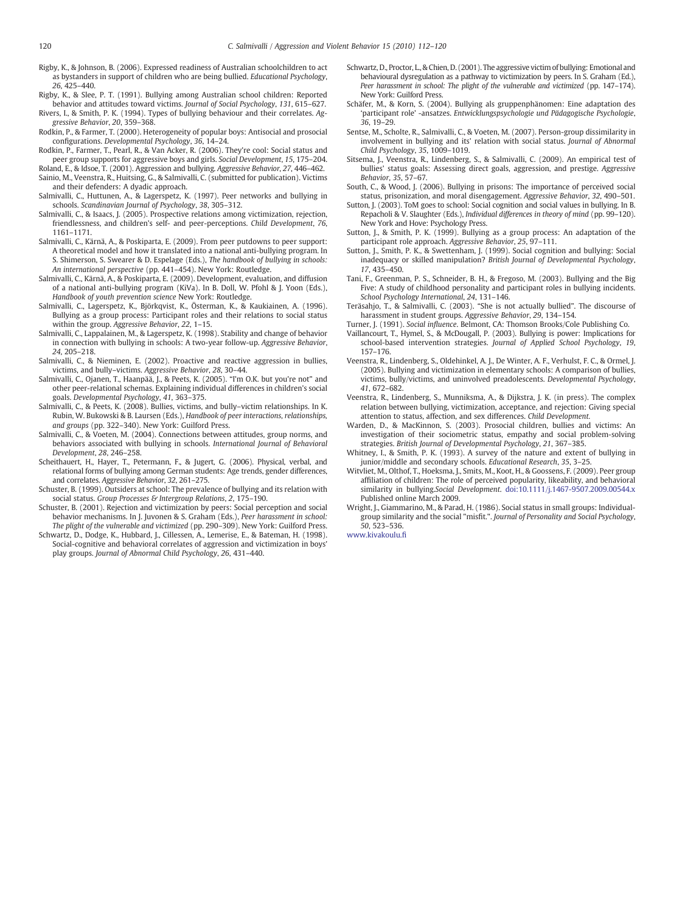Rigby, K., & Johnson, B. (2006). Expressed readiness of Australian schoolchildren to act as bystanders in support of children who are being bullied. *Educational Psychology*, *26*, 425–440.

Rigby, K., & Slee, P. T. (1991). Bullying among Australian school children: Reported behavior and attitudes toward victims. *Journal of Social Psychology*, *131*, 615–627.

Rivers, I., & Smith, P. K. (1994). Types of bullying behaviour and their correlates. *Aggressive Behavior*, *20*, 359–368.

Rodkin, P., & Farmer, T. (2000). Heterogeneity of popular boys: Antisocial and prosocial configurations. *Developmental Psychology*, *36*, 14–24.

Rodkin, P., Farmer, T., Pearl, R., & Van Acker, R. (2006). They're cool: Social status and peer group supports for aggressive boys and girls. *Social Development*, *15*, 175–204.

Roland, E., & Idsoe, T. (2001). Aggression and bullying. *Aggressive Behavior*, *27*, 446–462.

Sainio, M., Veenstra, R., Huitsing, G., & Salmivalli, C. (submitted for publication). Victims and their defenders: A dyadic approach.

Salmivalli, C., Huttunen, A., & Lagerspetz, K. (1997). Peer networks and bullying in schools. *Scandinavian Journal of Psychology*, *38*, 305–312.

Salmivalli, C., & Isaacs, J. (2005). Prospective relations among victimization, rejection, friendlessness, and children's self- and peer-perceptions. *Child Development*, *76*, 1161–1171.

Salmivalli, C., Kärnä, A., & Poskiparta, E. (2009). From peer putdowns to peer support: A theoretical model and how it translated into a national anti-bullying program. In S. Shimerson, S. Swearer & D. Espelage (Eds.), *The handbook of bullying in schools: An international perspective* (pp. 441–454). New York: Routledge.

Salmivalli, C., Kärnä, A., & Poskiparta, E. (2009). Development, evaluation, and diffusion of a national anti-bullying program (KiVa). In B. Doll, W. Pfohl & J. Yoon (Eds.), *Handbook of youth prevention science* New York: Routledge.

Salmivalli, C., Lagerspetz, K., Björkqvist, K., Österman, K., & Kaukiainen, A. (1996). Bullying as a group process: Participant roles and their relations to social status within the group. *Aggressive Behavior*, *22*, 1–15.

Salmivalli, C., Lappalainen, M., & Lagerspetz, K. (1998). Stability and change of behavior in connection with bullying in schools: A two-year follow-up. *Aggressive Behavior*, *24*, 205–218.

Salmivalli, C., & Nieminen, E. (2002). Proactive and reactive aggression in bullies, victims, and bully–victims. *Aggressive Behavior*, *28*, 30–44.

Salmivalli, C., Ojanen, T., Haanpää, J., & Peets, K. (2005). "I'm O.K. but you're not" and other peer-relational schemas. Explaining individual differences in children's social goals. *Developmental Psychology*, *41*, 363–375.

Salmivalli, C., & Peets, K. (2008). Bullies, victims, and bully–victim relationships. In K. Rubin, W. Bukowski & B. Laursen (Eds.), *Handbook of peer interactions, relationships, and groups* (pp. 322–340). New York: Guilford Press.

Salmivalli, C., & Voeten, M. (2004). Connections between attitudes, group norms, and behaviors associated with bullying in schools. *International Journal of Behavioral Development*, *28*, 246–258.

Scheithauert, H., Hayer, T., Petermann, F., & Jugert, G. (2006). Physical, verbal, and relational forms of bullying among German students: Age trends, gender differences, and correlates. *Aggressive Behavior*, *32*, 261–275.

Schuster, B. (1999). Outsiders at school: The prevalence of bullying and its relation with social status. *Group Processes & Intergroup Relations*, *2*, 175–190.

Schuster, B. (2001). Rejection and victimization by peers: Social perception and social behavior mechanisms. In J. Juvonen & S. Graham (Eds.), *Peer harassment in school: The plight of the vulnerable and victimized* (pp. 290–309). New York: Guilford Press.

Schwartz, D., Dodge, K., Hubbard, J., Cillessen, A., Lemerise, E., & Bateman, H. (1998). Social-cognitive and behavioral correlates of aggression and victimization in boys' play groups. *Journal of Abnormal Child Psychology*, *26*, 431–440.

Schwartz, D., Proctor, L., & Chien, D. (2001). The aggressive victim of bullying: Emotional and behavioural dysregulation as a pathway to victimization by peers. In S. Graham (Ed.), *Peer harassment in school: The plight of the vulnerable and victimized* (pp. 147–174). New York: Guilford Press.

Schäfer, M., & Korn, S. (2004). Bullying als gruppenphänomen: Eine adaptation des 'participant role' -ansatzes. *Entwicklungspsychologie und Pädagogische Psychologie*, *36*, 19–29.

Sentse, M., Scholte, R., Salmivalli, C., & Voeten, M. (2007). Person-group dissimilarity in involvement in bullying and its' relation with social status. *Journal of Abnormal Child Psychology*, *35*, 1009–1019.

Sitsema, J., Veenstra, R., Lindenberg, S., & Salmivalli, C. (2009). An empirical test of bullies' status goals: Assessing direct goals, aggression, and prestige. *Aggressive Behavior*, *35*, 57–67.

South, C., & Wood, J. (2006). Bullying in prisons: The importance of perceived social status, prisonization, and moral disengagement. *Aggressive Behavior*, *32*, 490–501.

Sutton, J. (2003). ToM goes to school: Social cognition and social values in bullying. In B. Repacholi & V. Slaughter (Eds.), *Individual differences in theory of mind* (pp. 99–120). New York and Hove: Psychology Press.

Sutton, J., & Smith, P. K. (1999). Bullying as a group process: An adaptation of the participant role approach. *Aggressive Behavior*, *25*, 97–111.

Sutton, J., Smith, P. K., & Swettenham, J. (1999). Social cognition and bullying: Social inadequacy or skilled manipulation? *British Journal of Developmental Psychology*, *17*, 435–450.

Tani, F., Greenman, P. S., Schneider, B. H., & Fregoso, M. (2003). Bullying and the Big Five: A study of childhood personality and participant roles in bullying incidents. *School Psychology International*, *24*, 131–146.

Teräsahjo, T., & Salmivalli, C. (2003). "She is not actually bullied". The discourse of harassment in student groups. *Aggressive Behavior*, *29*, 134–154.

Turner, J. (1991). *Social influence*. Belmont, CA: Thomson Brooks/Cole Publishing Co.

Vaillancourt, T., Hymel, S., & McDougall, P. (2003). Bullying is power: Implications for school-based intervention strategies. *Journal of Applied School Psychology*, *19*, 157–176.

Veenstra, R., Lindenberg, S., Oldehinkel, A. J., De Winter, A. F., Verhulst, F. C., & Ormel, J. (2005). Bullying and victimization in elementary schools: A comparison of bullies, victims, bully/victims, and uninvolved preadolescents. *Developmental Psychology*, *41*, 672–682.

Veenstra, R., Lindenberg, S., Munniksma, A., & Dijkstra, J. K. (in press). The complex relation between bullying, victimization, acceptance, and rejection: Giving special attention to status, affection, and sex differences. *Child Development*.

Warden, D., & MacKinnon, S. (2003). Prosocial children, bullies and victims: An investigation of their sociometric status, empathy and social problem-solving strategies. *British Journal of Developmental Psychology*, *21*, 367–385.

Whitney, I., & Smith, P. K. (1993). A survey of the nature and extent of bullying in junior/middle and secondary schools. *Educational Research*, *35*, 3–25.

Witvliet, M., Olthof, T., Hoeksma, J., Smits, M., Koot, H., & Goossens, F. (2009). Peer group affiliation of children: The role of perceived popularity, likeability, and behavioral similarity in bullying.*Social Development*. doi:10.1111/j.1467-9507.2009.00544.x Published online March 2009.

Wright, J., Giammarino, M., & Parad, H. (1986). Social status in small groups: Individual-group similarity and the social "misfit.". *Journal of Personality and Social Psychology*, *50*, 523–536.

www.kivakoulu.fi